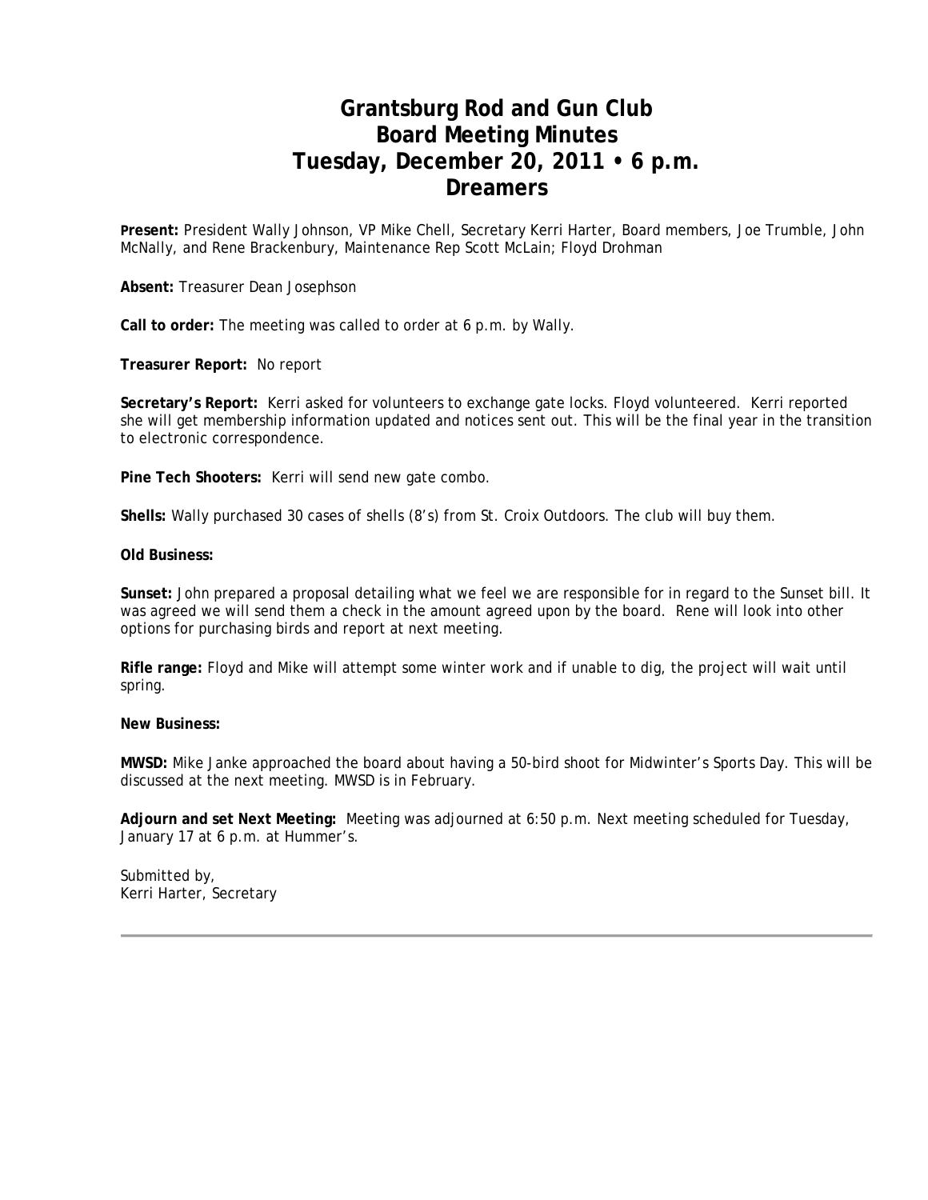# Grantsburg Rod and Gun Club
# Board Meeting Minutes
# Tuesday, December 20, 2011 • 6 p.m.
# Dreamers

**Present:** President Wally Johnson, VP Mike Chell, Secretary Kerri Harter, Board members, Joe Trumble, John McNally, and Rene Brackenbury, Maintenance Rep Scott McLain; Floyd Drohman

**Absent:** Treasurer Dean Josephson

**Call to order:** The meeting was called to order at 6 p.m. by Wally.

**Treasurer Report:** No report

**Secretary's Report:** Kerri asked for volunteers to exchange gate locks. Floyd volunteered. Kerri reported she will get membership information updated and notices sent out. This will be the final year in the transition to electronic correspondence.

**Pine Tech Shooters:** Kerri will send new gate combo.

**Shells:** Wally purchased 30 cases of shells (8's) from St. Croix Outdoors. The club will buy them.

**Old Business:**

**Sunset:** John prepared a proposal detailing what we feel we are responsible for in regard to the Sunset bill. It was agreed we will send them a check in the amount agreed upon by the board. Rene will look into other options for purchasing birds and report at next meeting.

**Rifle range:** Floyd and Mike will attempt some winter work and if unable to dig, the project will wait until spring.

**New Business:**

**MWSD:** Mike Janke approached the board about having a 50-bird shoot for Midwinter's Sports Day. This will be discussed at the next meeting. MWSD is in February.

**Adjourn and set Next Meeting:** Meeting was adjourned at 6:50 p.m. Next meeting scheduled for Tuesday, January 17 at 6 p.m. at Hummer's.

Submitted by,
Kerri Harter, Secretary

---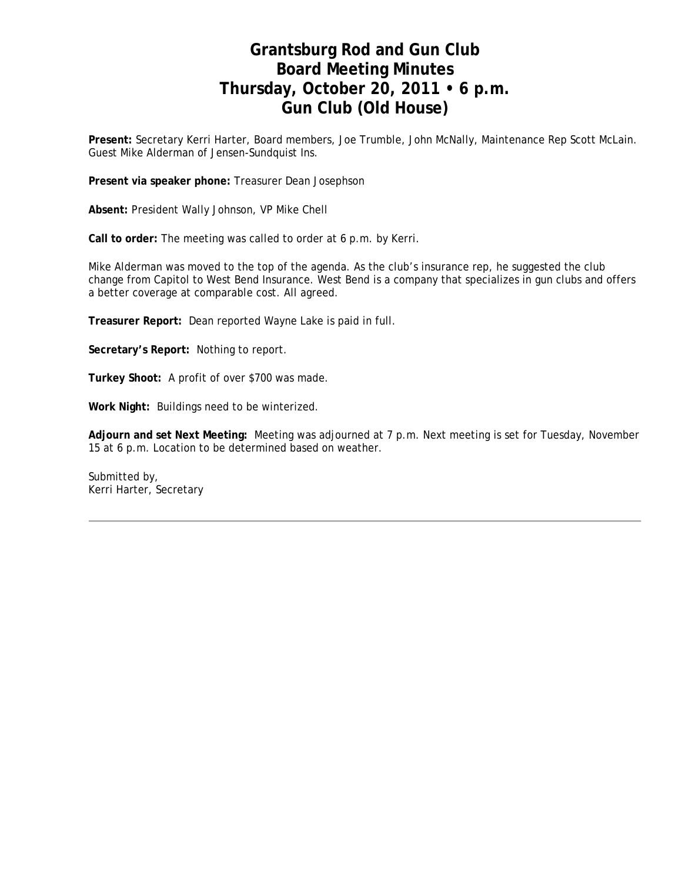# Grantsburg Rod and Gun Club
# Board Meeting Minutes
# Thursday, October 20, 2011 • 6 p.m.
# Gun Club (Old House)

**Present:** Secretary Kerri Harter, Board members, Joe Trumble, John McNally, Maintenance Rep Scott McLain. Guest Mike Alderman of Jensen-Sundquist Ins.

**Present via speaker phone:** Treasurer Dean Josephson

**Absent:** President Wally Johnson, VP Mike Chell

**Call to order:** The meeting was called to order at 6 p.m. by Kerri.

Mike Alderman was moved to the top of the agenda. As the club's insurance rep, he suggested the club change from Capitol to West Bend Insurance. West Bend is a company that specializes in gun clubs and offers a better coverage at comparable cost. All agreed.

**Treasurer Report:** Dean reported Wayne Lake is paid in full.

**Secretary's Report:** Nothing to report.

**Turkey Shoot:** A profit of over $700 was made.

**Work Night:** Buildings need to be winterized.

**Adjourn and set Next Meeting:** Meeting was adjourned at 7 p.m. Next meeting is set for Tuesday, November 15 at 6 p.m. Location to be determined based on weather.

Submitted by,
Kerri Harter, Secretary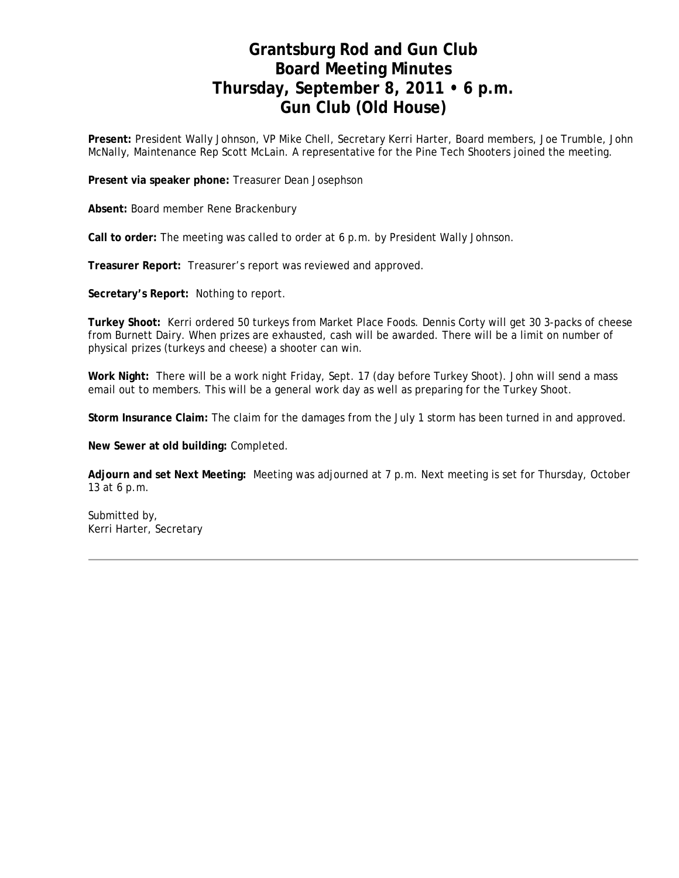# Grantsburg Rod and Gun Club
# Board Meeting Minutes
# Thursday, September 8, 2011 • 6 p.m.
# Gun Club (Old House)

**Present:** President Wally Johnson, VP Mike Chell, Secretary Kerri Harter, Board members, Joe Trumble, John McNally, Maintenance Rep Scott McLain. A representative for the Pine Tech Shooters joined the meeting.

**Present via speaker phone:** Treasurer Dean Josephson

**Absent:** Board member Rene Brackenbury

**Call to order:** The meeting was called to order at 6 p.m. by President Wally Johnson.

**Treasurer Report:** Treasurer's report was reviewed and approved.

**Secretary's Report:** Nothing to report.

**Turkey Shoot:** Kerri ordered 50 turkeys from Market Place Foods. Dennis Corty will get 30 3-packs of cheese from Burnett Dairy. When prizes are exhausted, cash will be awarded. There will be a limit on number of physical prizes (turkeys and cheese) a shooter can win.

**Work Night:** There will be a work night Friday, Sept. 17 (day before Turkey Shoot). John will send a mass email out to members. This will be a general work day as well as preparing for the Turkey Shoot.

**Storm Insurance Claim:** The claim for the damages from the July 1 storm has been turned in and approved.

**New Sewer at old building:** Completed.

**Adjourn and set Next Meeting:** Meeting was adjourned at 7 p.m. Next meeting is set for Thursday, October 13 at 6 p.m.

Submitted by,
Kerri Harter, Secretary

---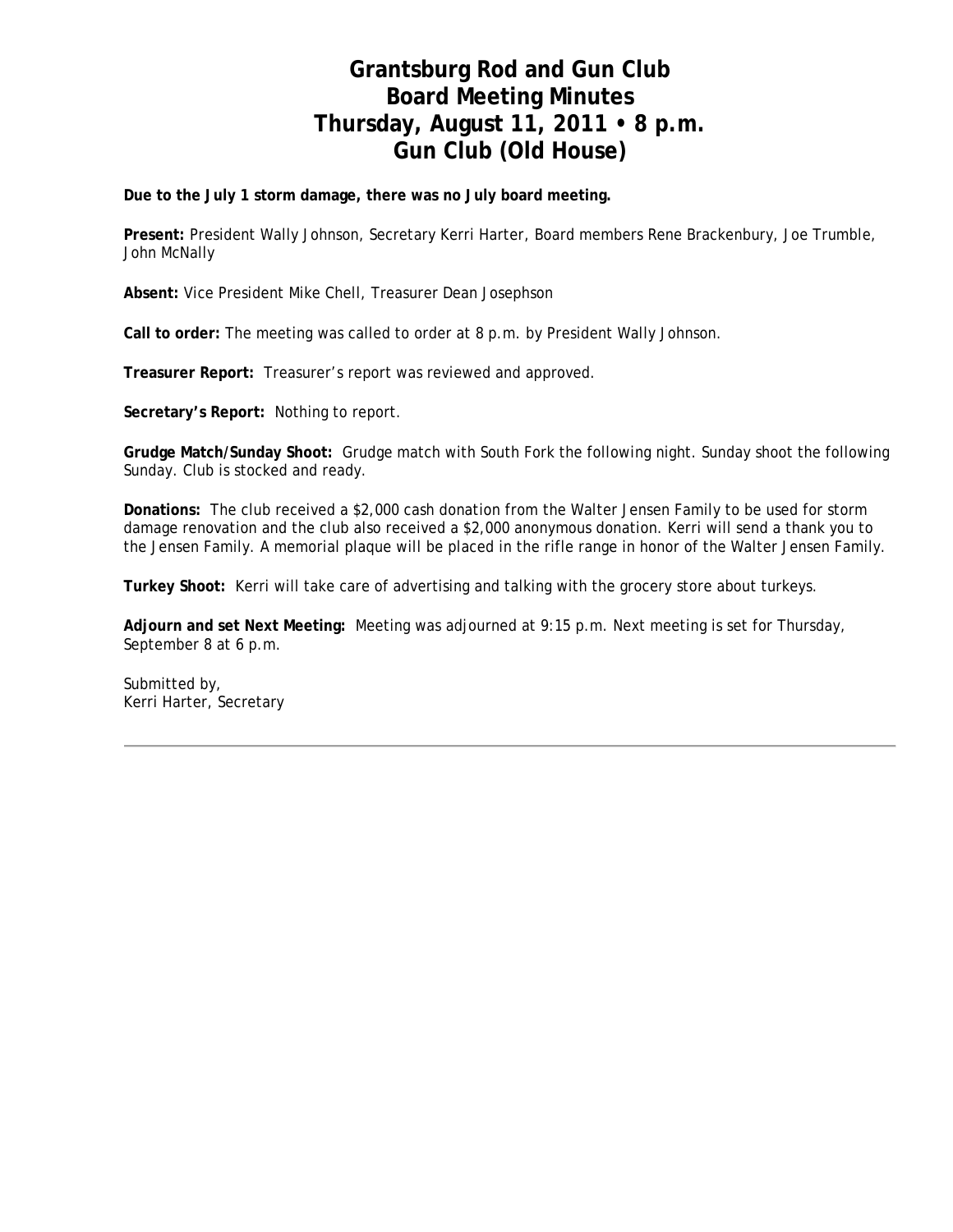# Grantsburg Rod and Gun Club
# Board Meeting Minutes
# Thursday, August 11, 2011 • 8 p.m.
# Gun Club (Old House)

**Due to the July 1 storm damage, there was no July board meeting.**

**Present:** President Wally Johnson, Secretary Kerri Harter, Board members Rene Brackenbury, Joe Trumble, John McNally

**Absent:** Vice President Mike Chell, Treasurer Dean Josephson

**Call to order:** The meeting was called to order at 8 p.m. by President Wally Johnson.

**Treasurer Report:** Treasurer's report was reviewed and approved.

**Secretary's Report:** Nothing to report.

**Grudge Match/Sunday Shoot:** Grudge match with South Fork the following night. Sunday shoot the following Sunday. Club is stocked and ready.

**Donations:** The club received a $2,000 cash donation from the Walter Jensen Family to be used for storm damage renovation and the club also received a $2,000 anonymous donation. Kerri will send a thank you to the Jensen Family. A memorial plaque will be placed in the rifle range in honor of the Walter Jensen Family.

**Turkey Shoot:** Kerri will take care of advertising and talking with the grocery store about turkeys.

**Adjourn and set Next Meeting:** Meeting was adjourned at 9:15 p.m. Next meeting is set for Thursday, September 8 at 6 p.m.

Submitted by,
Kerri Harter, Secretary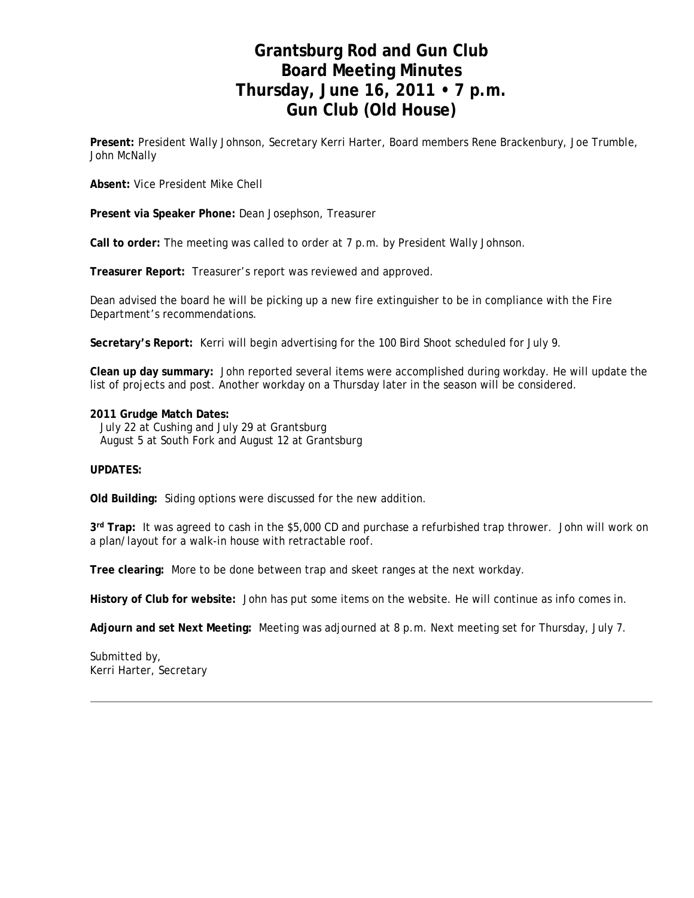# Grantsburg Rod and Gun Club
# Board Meeting Minutes
# Thursday, June 16, 2011 • 7 p.m.
# Gun Club (Old House)

**Present:** President Wally Johnson, Secretary Kerri Harter, Board members Rene Brackenbury, Joe Trumble, John McNally

**Absent:** Vice President Mike Chell

**Present via Speaker Phone:** Dean Josephson, Treasurer

**Call to order:** The meeting was called to order at 7 p.m. by President Wally Johnson.

**Treasurer Report:** Treasurer's report was reviewed and approved.

Dean advised the board he will be picking up a new fire extinguisher to be in compliance with the Fire Department's recommendations.

**Secretary's Report:** Kerri will begin advertising for the 100 Bird Shoot scheduled for July 9.

**Clean up day summary:** John reported several items were accomplished during workday. He will update the list of projects and post. Another workday on a Thursday later in the season will be considered.

**2011 Grudge Match Dates:**
July 22 at Cushing and July 29 at Grantsburg
August 5 at South Fork and August 12 at Grantsburg

**UPDATES:**

**Old Building:** Siding options were discussed for the new addition.

**3rd Trap:** It was agreed to cash in the $5,000 CD and purchase a refurbished trap thrower. John will work on a plan/layout for a walk-in house with retractable roof.

**Tree clearing:** More to be done between trap and skeet ranges at the next workday.

**History of Club for website:** John has put some items on the website. He will continue as info comes in.

**Adjourn and set Next Meeting:** Meeting was adjourned at 8 p.m. Next meeting set for Thursday, July 7.

Submitted by,
Kerri Harter, Secretary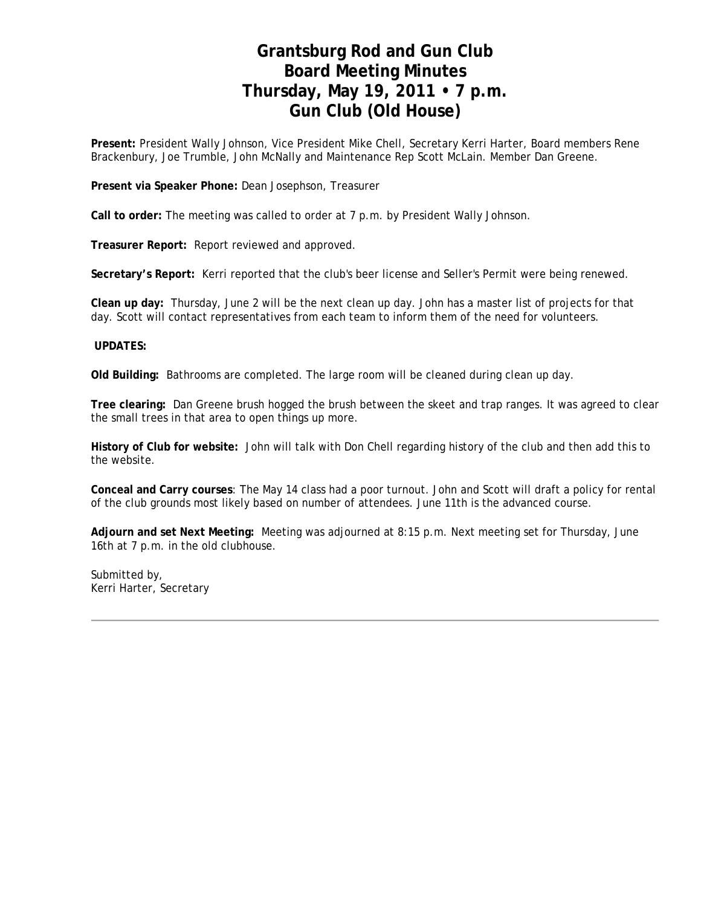# Grantsburg Rod and Gun Club
# Board Meeting Minutes
# Thursday, May 19, 2011 • 7 p.m.
# Gun Club (Old House)

**Present:** President Wally Johnson, Vice President Mike Chell, Secretary Kerri Harter, Board members Rene Brackenbury, Joe Trumble, John McNally and Maintenance Rep Scott McLain. Member Dan Greene.

**Present via Speaker Phone:** Dean Josephson, Treasurer

**Call to order:** The meeting was called to order at 7 p.m. by President Wally Johnson.

**Treasurer Report:** Report reviewed and approved.

**Secretary's Report:** Kerri reported that the club's beer license and Seller's Permit were being renewed.

**Clean up day:** Thursday, June 2 will be the next clean up day. John has a master list of projects for that day. Scott will contact representatives from each team to inform them of the need for volunteers.

**UPDATES:**

**Old Building:** Bathrooms are completed. The large room will be cleaned during clean up day.

**Tree clearing:** Dan Greene brush hogged the brush between the skeet and trap ranges. It was agreed to clear the small trees in that area to open things up more.

**History of Club for website:** John will talk with Don Chell regarding history of the club and then add this to the website.

**Conceal and Carry courses**: The May 14 class had a poor turnout. John and Scott will draft a policy for rental of the club grounds most likely based on number of attendees. June 11th is the advanced course.

**Adjourn and set Next Meeting:** Meeting was adjourned at 8:15 p.m. Next meeting set for Thursday, June 16th at 7 p.m. in the old clubhouse.

Submitted by,
Kerri Harter, Secretary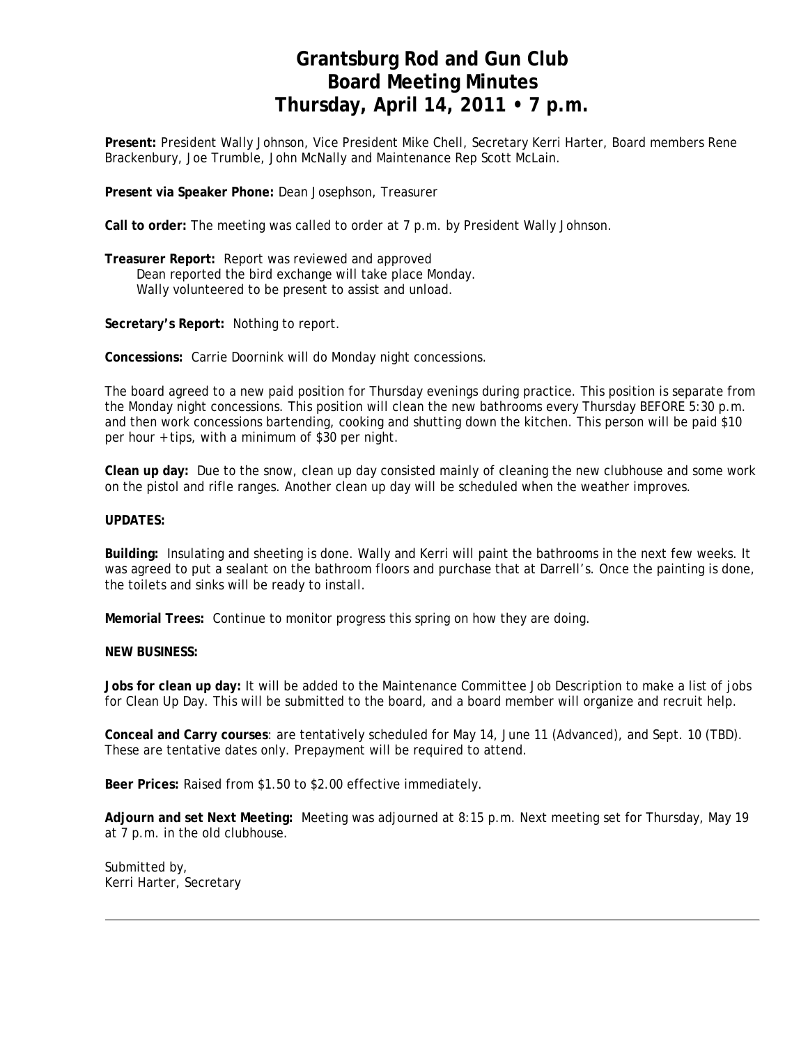# Grantsburg Rod and Gun Club
# Board Meeting Minutes
# Thursday, April 14, 2011 • 7 p.m.

**Present:** President Wally Johnson, Vice President Mike Chell, Secretary Kerri Harter, Board members Rene Brackenbury, Joe Trumble, John McNally and Maintenance Rep Scott McLain.

**Present via Speaker Phone:** Dean Josephson, Treasurer

**Call to order:** The meeting was called to order at 7 p.m. by President Wally Johnson.

**Treasurer Report:** Report was reviewed and approved
Dean reported the bird exchange will take place Monday.
Wally volunteered to be present to assist and unload.

**Secretary's Report:** Nothing to report.

**Concessions:** Carrie Doornink will do Monday night concessions.

The board agreed to a new paid position for Thursday evenings during practice. This position is separate from the Monday night concessions. This position will clean the new bathrooms every Thursday BEFORE 5:30 p.m. and then work concessions bartending, cooking and shutting down the kitchen. This person will be paid $10 per hour + tips, with a minimum of $30 per night.

**Clean up day:** Due to the snow, clean up day consisted mainly of cleaning the new clubhouse and some work on the pistol and rifle ranges. Another clean up day will be scheduled when the weather improves.

**UPDATES:**

**Building:** Insulating and sheeting is done. Wally and Kerri will paint the bathrooms in the next few weeks. It was agreed to put a sealant on the bathroom floors and purchase that at Darrell's. Once the painting is done, the toilets and sinks will be ready to install.

**Memorial Trees:** Continue to monitor progress this spring on how they are doing.

**NEW BUSINESS:**

**Jobs for clean up day:** It will be added to the Maintenance Committee Job Description to make a list of jobs for Clean Up Day. This will be submitted to the board, and a board member will organize and recruit help.

**Conceal and Carry courses**: are tentatively scheduled for May 14, June 11 (Advanced), and Sept. 10 (TBD). These are tentative dates only. Prepayment will be required to attend.

**Beer Prices:** Raised from $1.50 to $2.00 effective immediately.

**Adjourn and set Next Meeting:** Meeting was adjourned at 8:15 p.m. Next meeting set for Thursday, May 19 at 7 p.m. in the old clubhouse.

Submitted by,
Kerri Harter, Secretary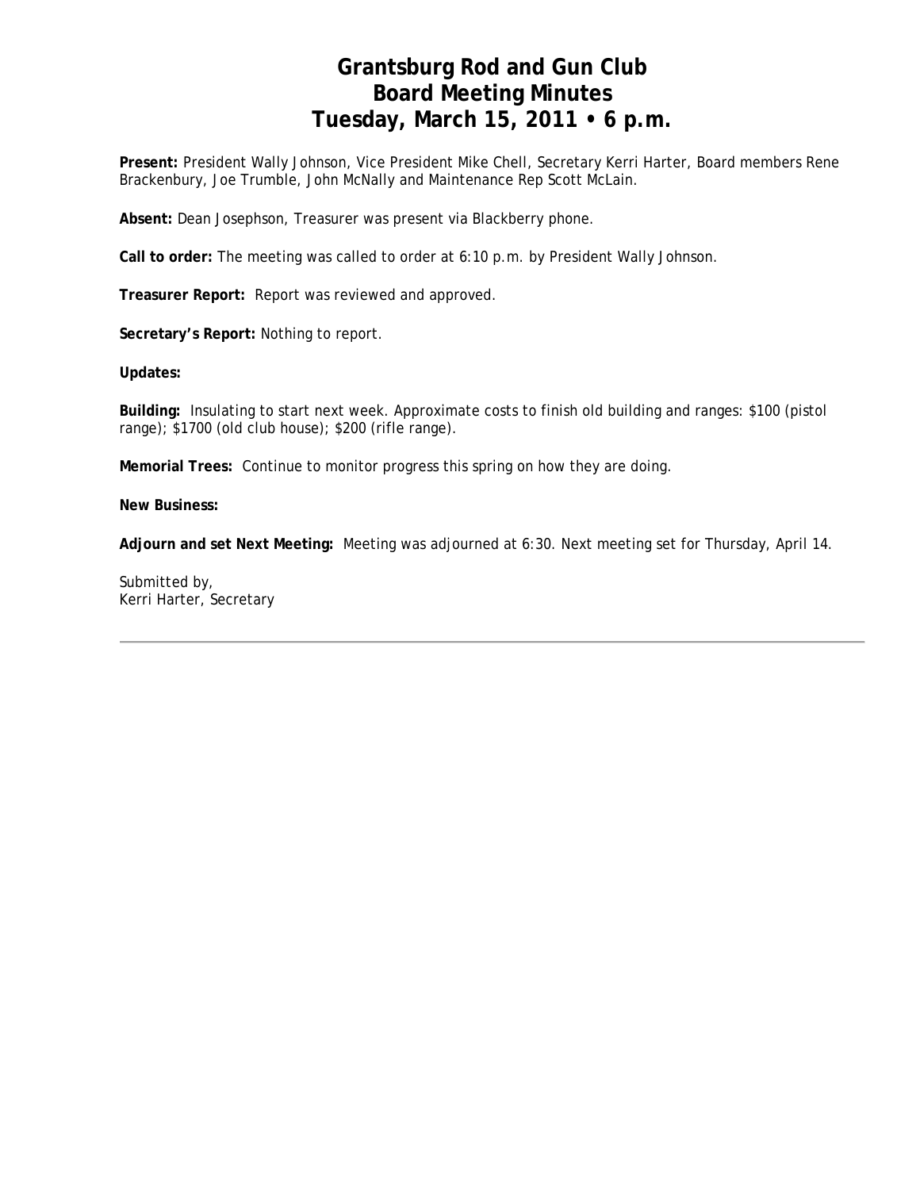# Grantsburg Rod and Gun Club
# Board Meeting Minutes
# Tuesday, March 15, 2011 • 6 p.m.

**Present:** President Wally Johnson, Vice President Mike Chell, Secretary Kerri Harter, Board members Rene Brackenbury, Joe Trumble, John McNally and Maintenance Rep Scott McLain.

**Absent:** Dean Josephson, Treasurer was present via Blackberry phone.

**Call to order:** The meeting was called to order at 6:10 p.m. by President Wally Johnson.

**Treasurer Report:** Report was reviewed and approved.

**Secretary's Report:** Nothing to report.

**Updates:**

**Building:** Insulating to start next week. Approximate costs to finish old building and ranges: $100 (pistol range); $1700 (old club house); $200 (rifle range).

**Memorial Trees:** Continue to monitor progress this spring on how they are doing.

**New Business:**

**Adjourn and set Next Meeting:** Meeting was adjourned at 6:30. Next meeting set for Thursday, April 14.

Submitted by,
Kerri Harter, Secretary

---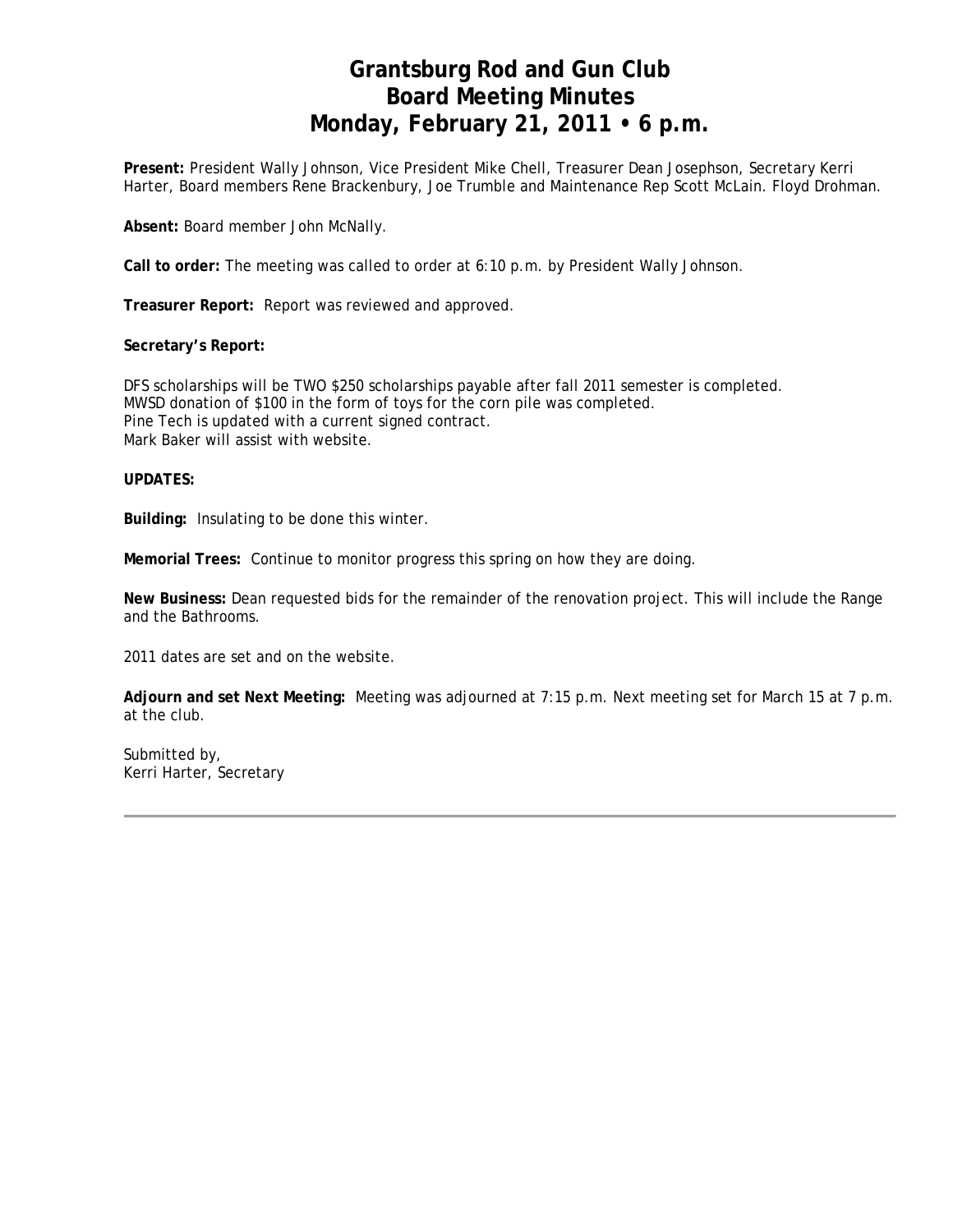# Grantsburg Rod and Gun Club
# Board Meeting Minutes
# Monday, February 21, 2011 • 6 p.m.

**Present:** President Wally Johnson, Vice President Mike Chell, Treasurer Dean Josephson, Secretary Kerri Harter, Board members Rene Brackenbury, Joe Trumble and Maintenance Rep Scott McLain. Floyd Drohman.

**Absent:** Board member John McNally.

**Call to order:** The meeting was called to order at 6:10 p.m. by President Wally Johnson.

**Treasurer Report:** Report was reviewed and approved.

**Secretary's Report:**

DFS scholarships will be TWO $250 scholarships payable after fall 2011 semester is completed.
MWSD donation of $100 in the form of toys for the corn pile was completed.
Pine Tech is updated with a current signed contract.
Mark Baker will assist with website.

**UPDATES:**

**Building:** Insulating to be done this winter.

**Memorial Trees:** Continue to monitor progress this spring on how they are doing.

**New Business:** Dean requested bids for the remainder of the renovation project. This will include the Range and the Bathrooms.

2011 dates are set and on the website.

**Adjourn and set Next Meeting:** Meeting was adjourned at 7:15 p.m. Next meeting set for March 15 at 7 p.m. at the club.

Submitted by,
Kerri Harter, Secretary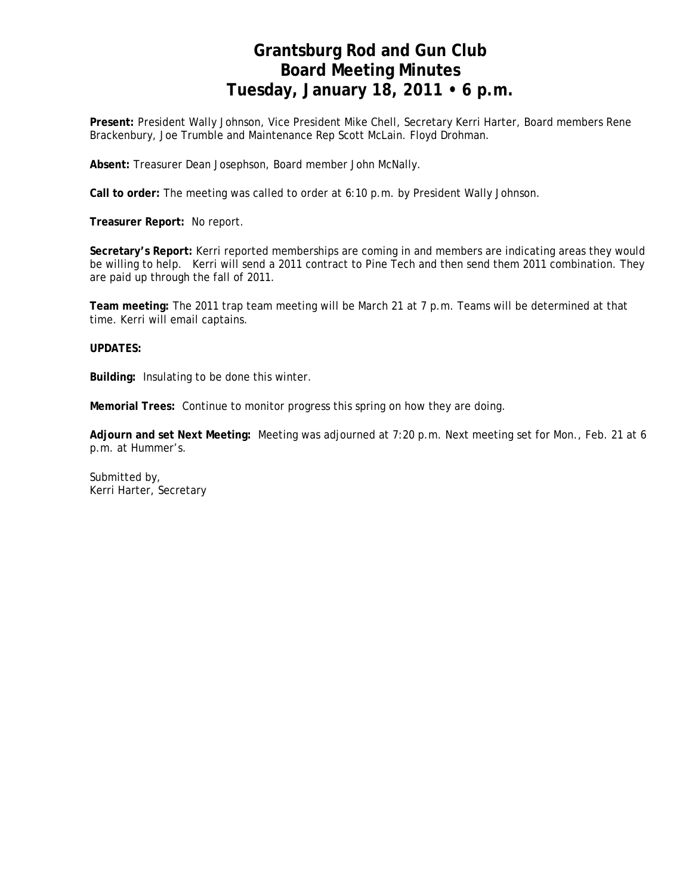# Grantsburg Rod and Gun Club
# Board Meeting Minutes
# Tuesday, January 18, 2011 • 6 p.m.

**Present:** President Wally Johnson, Vice President Mike Chell, Secretary Kerri Harter, Board members Rene Brackenbury, Joe Trumble and Maintenance Rep Scott McLain. Floyd Drohman.

**Absent:** Treasurer Dean Josephson, Board member John McNally.

**Call to order:** The meeting was called to order at 6:10 p.m. by President Wally Johnson.

**Treasurer Report:** No report.

**Secretary's Report:** Kerri reported memberships are coming in and members are indicating areas they would be willing to help. Kerri will send a 2011 contract to Pine Tech and then send them 2011 combination. They are paid up through the fall of 2011.

**Team meeting:** The 2011 trap team meeting will be March 21 at 7 p.m. Teams will be determined at that time. Kerri will email captains.

**UPDATES:**

**Building:** Insulating to be done this winter.

**Memorial Trees:** Continue to monitor progress this spring on how they are doing.

**Adjourn and set Next Meeting:** Meeting was adjourned at 7:20 p.m. Next meeting set for Mon., Feb. 21 at 6 p.m. at Hummer's.

Submitted by,
Kerri Harter, Secretary